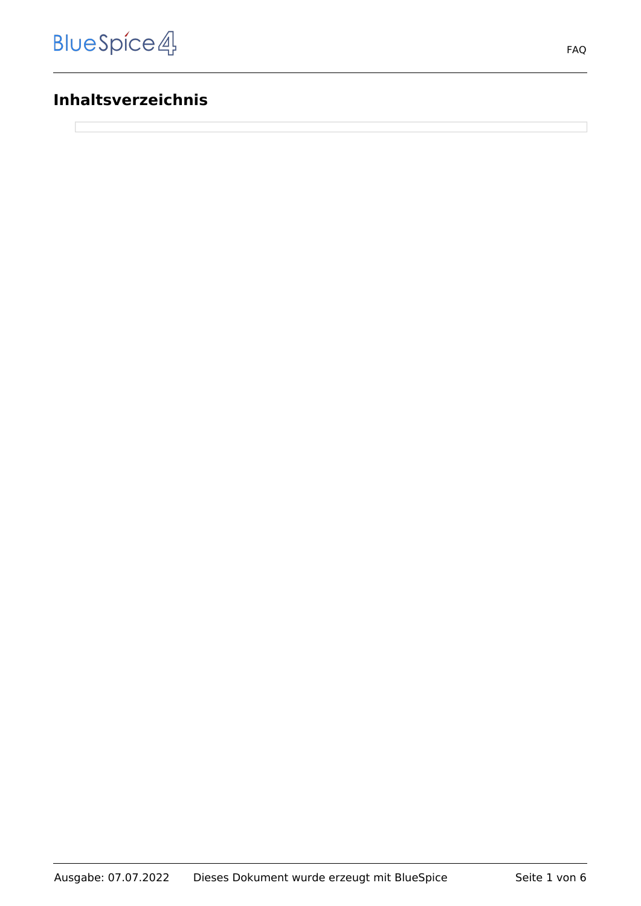# Inhaltsverzeichnis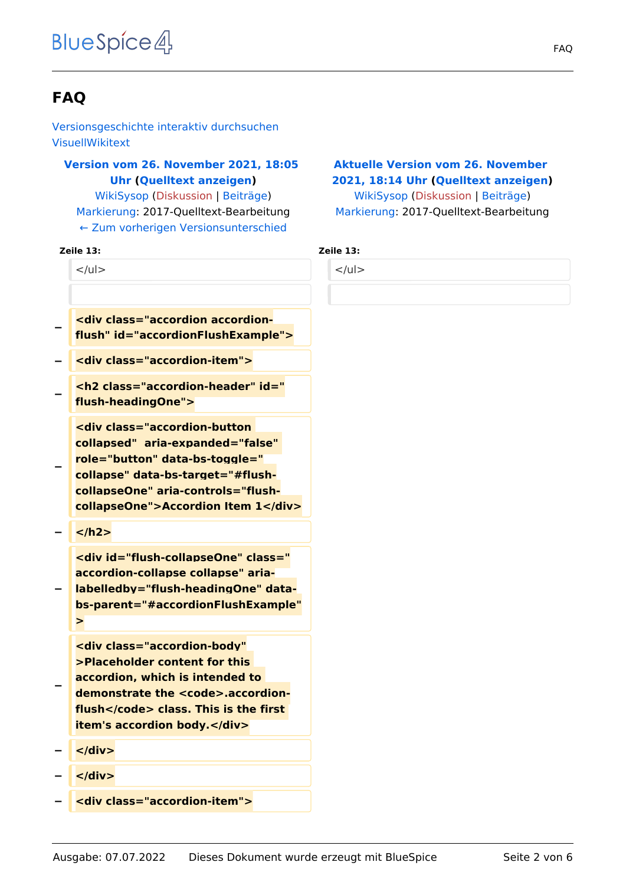# FAQ

Versionsgeschichte interaktiv durchsuchen
VisuellWikitext

| Version vom 26. November 2021, 18:05 Uhr (Quelltext anzeigen) | | Aktuelle Version vom 26. November 2021, 18:14 Uhr (Quelltext anzeigen) |
|---|---|---|
| WikiSysop (Diskussion \| Beiträge) | | WikiSysop (Diskussion \| Beiträge) |
| Markierung: 2017-Quelltext-Bearbeitung | | Markierung: 2017-Quelltext-Bearbeitung |
| ← Zum vorherigen Versionsunterschied | | |
| **Zeile 13:** | | **Zeile 13:** |
| `</ul>` | | `</ul>` |
| | | |
| − | **`<div class="accordion accordion-flush" id="accordionFlushExample">`** | |
| − | **`<div class="accordion-item">`** | |
| − | **`<h2 class="accordion-header" id="flush-headingOne">`** | |
| − | **`<div class="accordion-button collapsed"  aria-expanded="false" role="button" data-bs-toggle="collapse" data-bs-target="#flush-collapseOne" aria-controls="flush-collapseOne">Accordion Item 1</div>`** | |
| − | **`</h2>`** | |
| − | **`<div id="flush-collapseOne" class="accordion-collapse collapse" aria-labelledby="flush-headingOne" data-bs-parent="#accordionFlushExample">`** | |
| − | **`<div class="accordion-body">Placeholder content for this accordion, which is intended to demonstrate the <code>.accordion-flush</code> class. This is the first item's accordion body.</div>`** | |
| − | **`</div>`** | |
| − | **`</div>`** | |
| − | **`<div class="accordion-item">`** | |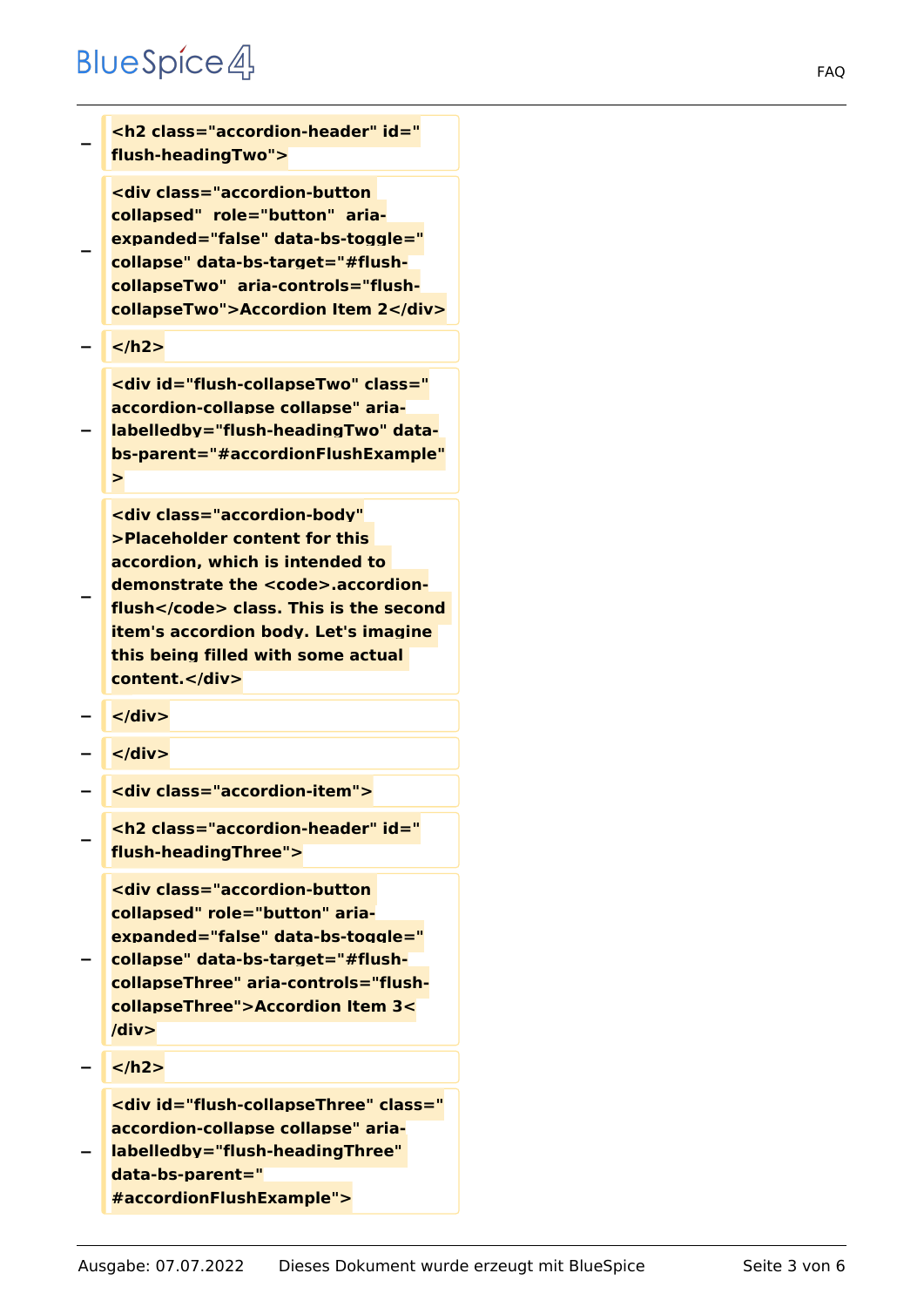| | |
|---|---|
| − | **<h2 class="accordion-header" id="flush-headingTwo">** |
| − | **<div class="accordion-button collapsed"  role="button"  aria-expanded="false" data-bs-toggle="collapse" data-bs-target="#flush-collapseTwo"  aria-controls="flush-collapseTwo">Accordion Item 2</div>** |
| − | **</h2>** |
| − | **<div id="flush-collapseTwo" class="accordion-collapse collapse" aria-labelledby="flush-headingTwo" data-bs-parent="#accordionFlushExample">** |
| − | **<div class="accordion-body">Placeholder content for this accordion, which is intended to demonstrate the <code>.accordion-flush</code> class. This is the second item's accordion body. Let's imagine this being filled with some actual content.</div>** |
| − | **</div>** |
| − | **</div>** |
| − | **<div class="accordion-item">** |
| − | **<h2 class="accordion-header" id="flush-headingThree">** |
| − | **<div class="accordion-button collapsed" role="button" aria-expanded="false" data-bs-toggle="collapse" data-bs-target="#flush-collapseThree" aria-controls="flush-collapseThree">Accordion Item 3</div>** |
| − | **</h2>** |
| − | **<div id="flush-collapseThree" class="accordion-collapse collapse" aria-labelledby="flush-headingThree" data-bs-parent="#accordionFlushExample">** |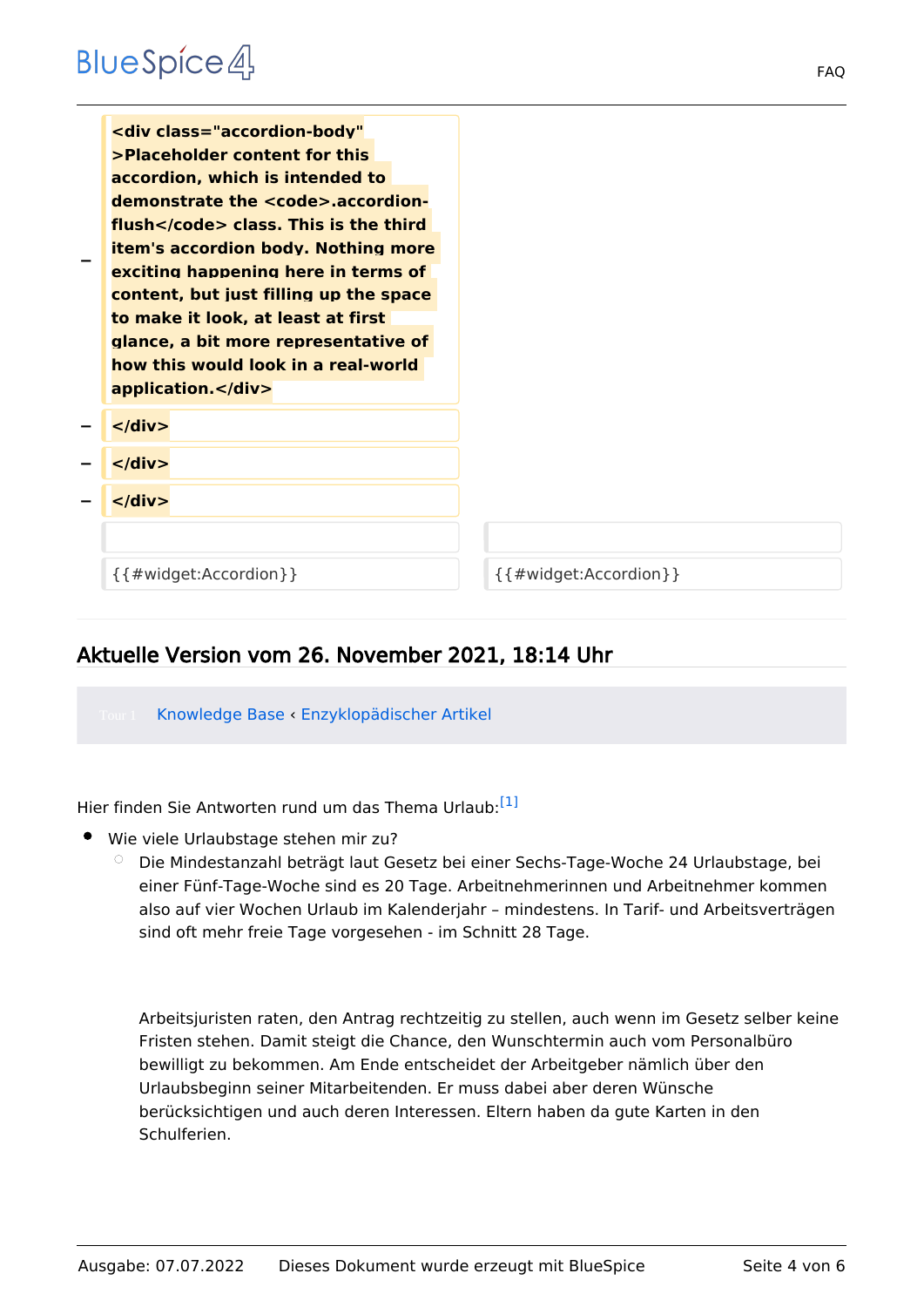| | | | |
|---|---|---|---|
| − | **<div class="accordion-body" >Placeholder content for this accordion, which is intended to demonstrate the <code>.accordion-flush</code> class. This is the third item's accordion body. Nothing more exciting happening here in terms of content, but just filling up the space to make it look, at least at first glance, a bit more representative of how this would look in a real-world application.</div>** | | |
| − | **</div>** | | |
| − | **</div>** | | |
| − | **</div>** | | |
| | | | |
| | {{#widget:Accordion}} | | {{#widget:Accordion}} |

## Aktuelle Version vom 26. November 2021, 18:14 Uhr

Tour 1 Knowledge Base ‹ Enzyklopädischer Artikel

Hier finden Sie Antworten rund um das Thema Urlaub:[1]

- Wie viele Urlaubstage stehen mir zu?
  - Die Mindestanzahl beträgt laut Gesetz bei einer Sechs-Tage-Woche 24 Urlaubstage, bei einer Fünf-Tage-Woche sind es 20 Tage. Arbeitnehmerinnen und Arbeitnehmer kommen also auf vier Wochen Urlaub im Kalenderjahr – mindestens. In Tarif- und Arbeitsverträgen sind oft mehr freie Tage vorgesehen - im Schnitt 28 Tage.

    Arbeitsjuristen raten, den Antrag rechtzeitig zu stellen, auch wenn im Gesetz selber keine Fristen stehen. Damit steigt die Chance, den Wunschtermin auch vom Personalbüro bewilligt zu bekommen. Am Ende entscheidet der Arbeitgeber nämlich über den Urlaubsbeginn seiner Mitarbeitenden. Er muss dabei aber deren Wünsche berücksichtigen und auch deren Interessen. Eltern haben da gute Karten in den Schulferien.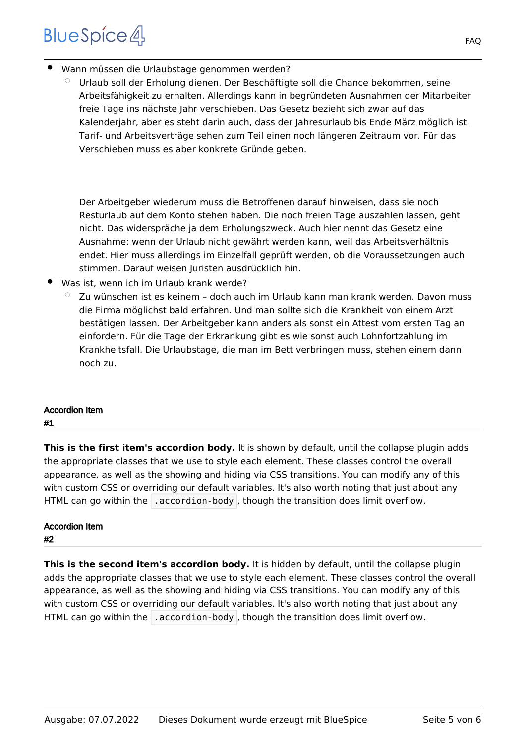- Wann müssen die Urlaubstage genommen werden?
  - Urlaub soll der Erholung dienen. Der Beschäftigte soll die Chance bekommen, seine Arbeitsfähigkeit zu erhalten. Allerdings kann in begründeten Ausnahmen der Mitarbeiter freie Tage ins nächste Jahr verschieben. Das Gesetz bezieht sich zwar auf das Kalenderjahr, aber es steht darin auch, dass der Jahresurlaub bis Ende März möglich ist. Tarif- und Arbeitsverträge sehen zum Teil einen noch längeren Zeitraum vor. Für das Verschieben muss es aber konkrete Gründe geben.

    Der Arbeitgeber wiederum muss die Betroffenen darauf hinweisen, dass sie noch Resturlaub auf dem Konto stehen haben. Die noch freien Tage auszahlen lassen, geht nicht. Das widerspräche ja dem Erholungszweck. Auch hier nennt das Gesetz eine Ausnahme: wenn der Urlaub nicht gewährt werden kann, weil das Arbeitsverhältnis endet. Hier muss allerdings im Einzelfall geprüft werden, ob die Voraussetzungen auch stimmen. Darauf weisen Juristen ausdrücklich hin.
- Was ist, wenn ich im Urlaub krank werde?
  - Zu wünschen ist es keinem – doch auch im Urlaub kann man krank werden. Davon muss die Firma möglichst bald erfahren. Und man sollte sich die Krankheit von einem Arzt bestätigen lassen. Der Arbeitgeber kann anders als sonst ein Attest vom ersten Tag an einfordern. Für die Tage der Erkrankung gibt es wie sonst auch Lohnfortzahlung im Krankheitsfall. Die Urlaubstage, die man im Bett verbringen muss, stehen einem dann noch zu.

**Accordion Item #1**

---

**This is the first item's accordion body.** It is shown by default, until the collapse plugin adds the appropriate classes that we use to style each element. These classes control the overall appearance, as well as the showing and hiding via CSS transitions. You can modify any of this with custom CSS or overriding our default variables. It's also worth noting that just about any HTML can go within the `.accordion-body`, though the transition does limit overflow.

**Accordion Item #2**

---

**This is the second item's accordion body.** It is hidden by default, until the collapse plugin adds the appropriate classes that we use to style each element. These classes control the overall appearance, as well as the showing and hiding via CSS transitions. You can modify any of this with custom CSS or overriding our default variables. It's also worth noting that just about any HTML can go within the `.accordion-body`, though the transition does limit overflow.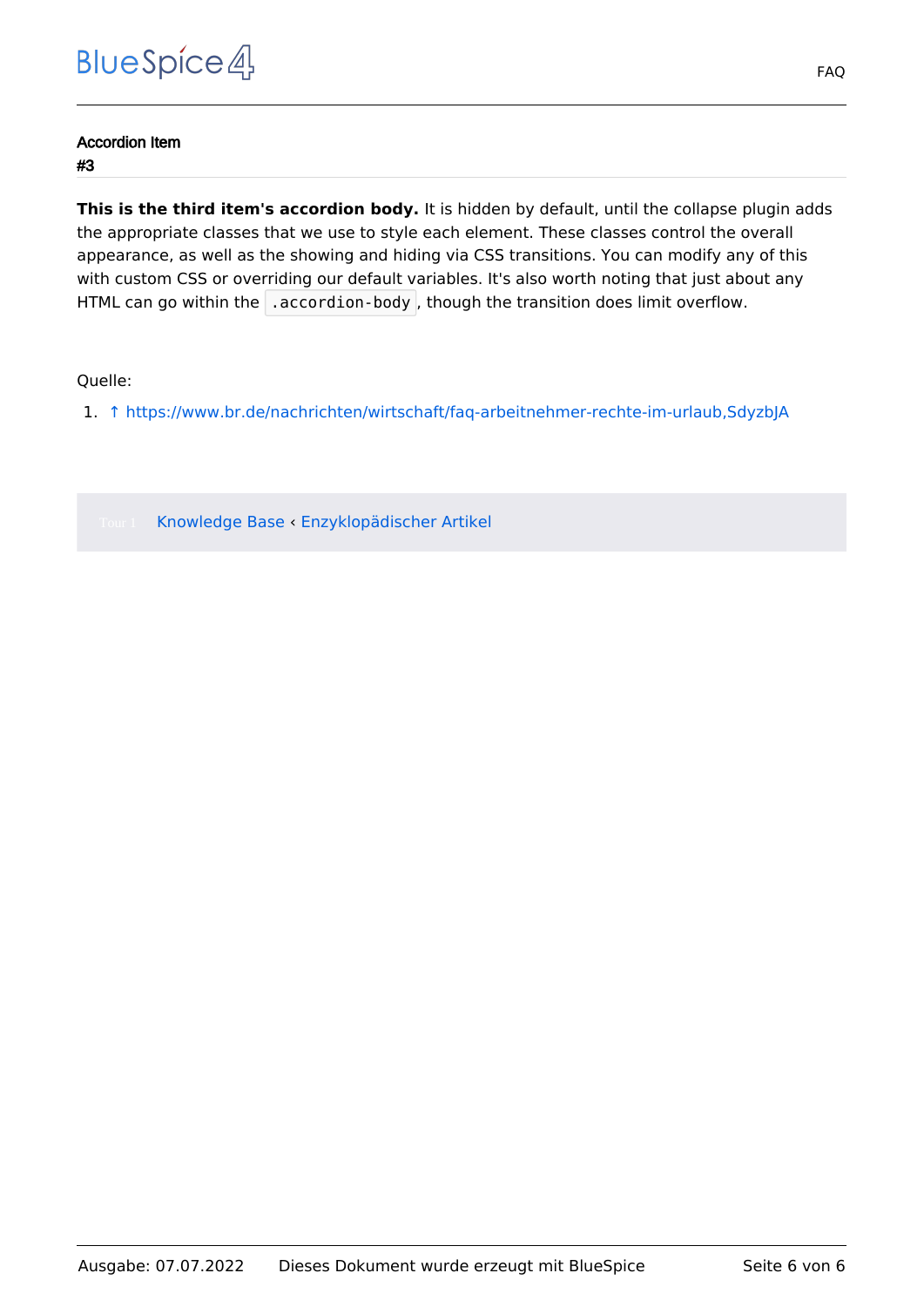Accordion Item #3

**This is the third item's accordion body.** It is hidden by default, until the collapse plugin adds the appropriate classes that we use to style each element. These classes control the overall appearance, as well as the showing and hiding via CSS transitions. You can modify any of this with custom CSS or overriding our default variables. It's also worth noting that just about any HTML can go within the `.accordion-body`, though the transition does limit overflow.

Quelle:

1. ↑ https://www.br.de/nachrichten/wirtschaft/faq-arbeitnehmer-rechte-im-urlaub,SdyzbJA

Tour 1 Knowledge Base ‹ Enzyklopädischer Artikel